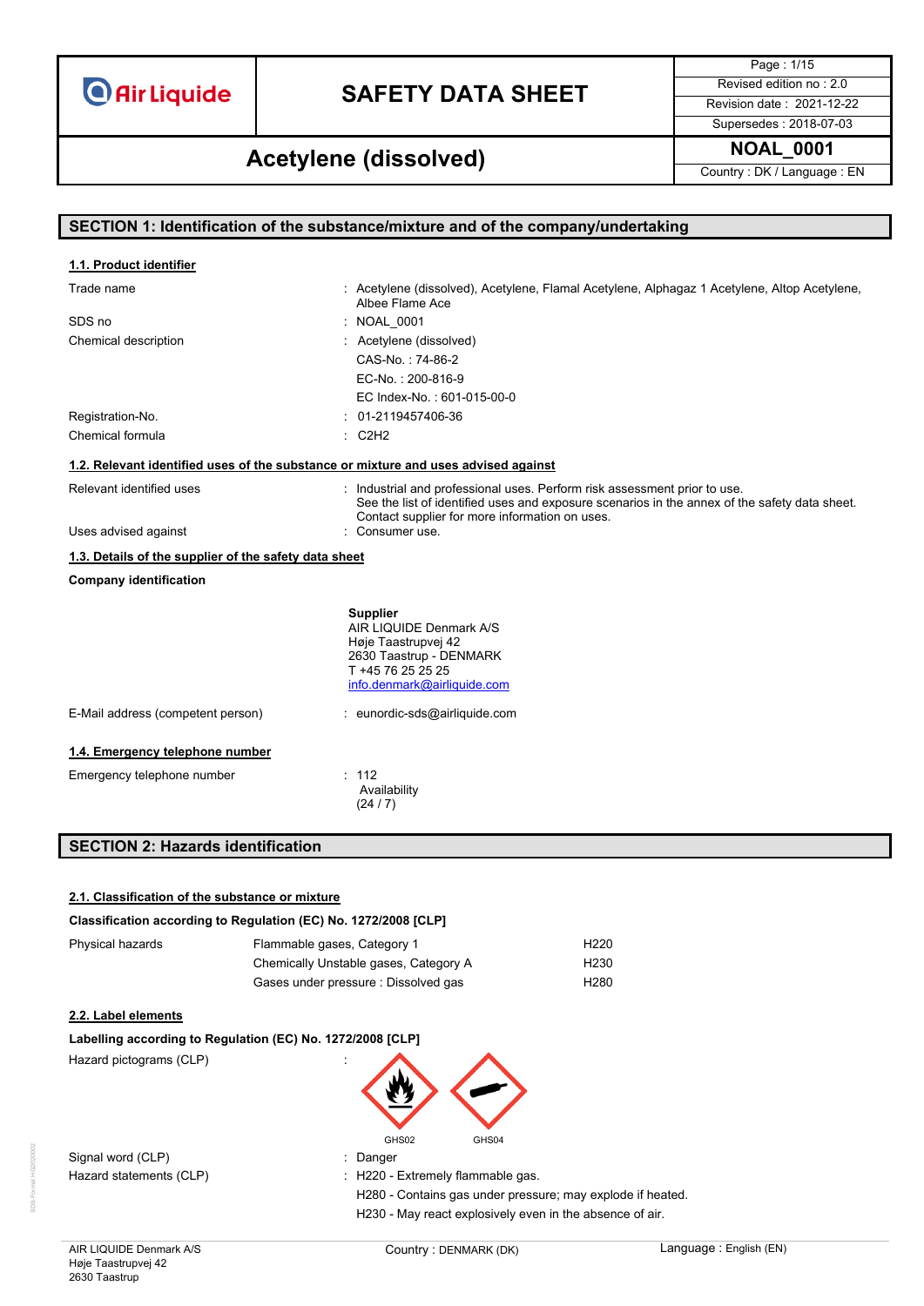# SAFETY DATA SHEET

## Acetylene (dissolved)

| | |
|---|---|
| Revised edition no : 2.0 | |
| Revision date : 2021-12-22 | |
| Supersedes : 2018-07-03 | |
| NOAL_0001 | |
| Country : DK / Language : EN | |

## SECTION 1: Identification of the substance/mixture and of the company/undertaking

### 1.1. Product identifier

| | |
|---|---|
| Trade name | : Acetylene (dissolved), Acetylene, Flamal Acetylene, Alphagaz 1 Acetylene, Altop Acetylene, Albee Flame Ace |
| SDS no | : NOAL_0001 |
| Chemical description | : Acetylene (dissolved)<br>CAS-No. : 74-86-2<br>EC-No. : 200-816-9<br>EC Index-No. : 601-015-00-0 |
| Registration-No. | : 01-2119457406-36 |
| Chemical formula | : $C_2H_2$ |

### 1.2. Relevant identified uses of the substance or mixture and uses advised against

| | |
|---|---|
| Relevant identified uses | : Industrial and professional uses. Perform risk assessment prior to use.<br>See the list of identified uses and exposure scenarios in the annex of the safety data sheet.<br>Contact supplier for more information on uses. |
| Uses advised against | : Consumer use. |

### 1.3. Details of the supplier of the safety data sheet

**Company identification**

**Supplier**
AIR LIQUIDE Denmark A/S
Høje Taastrupvej 42
2630 Taastrup - DENMARK
T +45 76 25 25 25
info.denmark@airliquide.com

| | |
|---|---|
| E-Mail address (competent person) | : eunordic-sds@airliquide.com |

### 1.4. Emergency telephone number

| | |
|---|---|
| Emergency telephone number | : 112<br>Availability<br>(24 / 7) |

## SECTION 2: Hazards identification

### 2.1. Classification of the substance or mixture

**Classification according to Regulation (EC) No. 1272/2008 [CLP]**

| | | |
|---|---|---|
| Physical hazards | Flammable gases, Category 1 | H220 |
| | Chemically Unstable gases, Category A | H230 |
| | Gases under pressure : Dissolved gas | H280 |

### 2.2. Label elements

**Labelling according to Regulation (EC) No. 1272/2008 [CLP]**

| | |
|---|---|
| Hazard pictograms (CLP) | : GHS02 GHS04 |
| Signal word (CLP) | : Danger |
| Hazard statements (CLP) | : H220 - Extremely flammable gas.<br>H280 - Contains gas under pressure; may explode if heated.<br>H230 - May react explosively even in the absence of air. |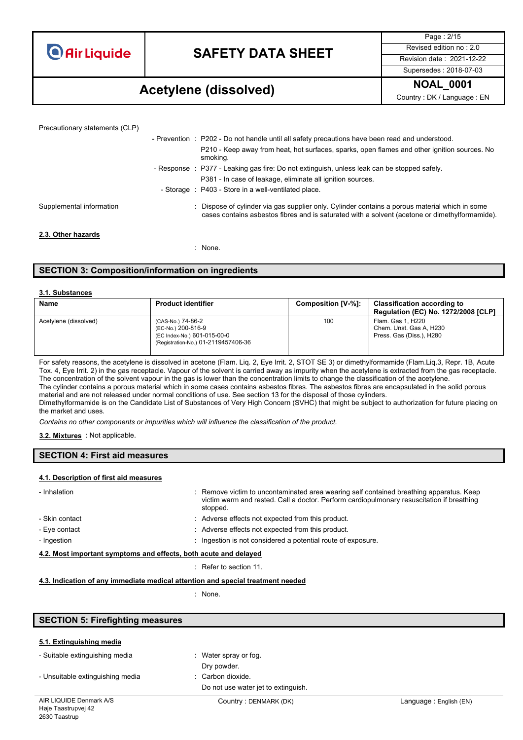Precautionary statements (CLP)

- Prevention : P202 - Do not handle until all safety precautions have been read and understood.
  P210 - Keep away from heat, hot surfaces, sparks, open flames and other ignition sources. No smoking.
- Response : P377 - Leaking gas fire: Do not extinguish, unless leak can be stopped safely.
  P381 - In case of leakage, eliminate all ignition sources.
- Storage : P403 - Store in a well-ventilated place.

Supplemental information : Dispose of cylinder via gas supplier only. Cylinder contains a porous material which in some cases contains asbestos fibres and is saturated with a solvent (acetone or dimethylformamide).

**2.3. Other hazards**

: None.

## SECTION 3: Composition/information on ingredients

**3.1. Substances**

| Name | Product identifier | Composition [V-%]: | Classification according to Regulation (EC) No. 1272/2008 [CLP] |
|---|---|---|---|
| Acetylene (dissolved) | (CAS-No.) 74-86-2<br>(EC-No.) 200-816-9<br>(EC Index-No.) 601-015-00-0<br>(Registration-No.) 01-2119457406-36 | 100 | Flam. Gas 1, H220<br>Chem. Unst. Gas A, H230<br>Press. Gas (Diss.), H280 |

For safety reasons, the acetylene is dissolved in acetone (Flam. Liq. 2, Eye Irrit. 2, STOT SE 3) or dimethylformamide (Flam.Liq.3, Repr. 1B, Acute Tox. 4, Eye Irrit. 2) in the gas receptacle. Vapour of the solvent is carried away as impurity when the acetylene is extracted from the gas receptacle. The concentration of the solvent vapour in the gas is lower than the concentration limits to change the classification of the acetylene.
The cylinder contains a porous material which in some cases contains asbestos fibres. The asbestos fibres are encapsulated in the solid porous material and are not released under normal conditions of use. See section 13 for the disposal of those cylinders.
Dimethylformamide is on the Candidate List of Substances of Very High Concern (SVHC) that might be subject to authorization for future placing on the market and uses.

*Contains no other components or impurities which will influence the classification of the product.*

**3.2. Mixtures** : Not applicable.

## SECTION 4: First aid measures

**4.1. Description of first aid measures**

- Inhalation : Remove victim to uncontaminated area wearing self contained breathing apparatus. Keep victim warm and rested. Call a doctor. Perform cardiopulmonary resuscitation if breathing stopped.
- Skin contact : Adverse effects not expected from this product.
- Eye contact : Adverse effects not expected from this product.
- Ingestion : Ingestion is not considered a potential route of exposure.

**4.2. Most important symptoms and effects, both acute and delayed**

: Refer to section 11.

**4.3. Indication of any immediate medical attention and special treatment needed**

: None.

## SECTION 5: Firefighting measures

**5.1. Extinguishing media**

- Suitable extinguishing media : Water spray or fog.
  Dry powder.
- Unsuitable extinguishing media : Carbon dioxide.
  Do not use water jet to extinguish.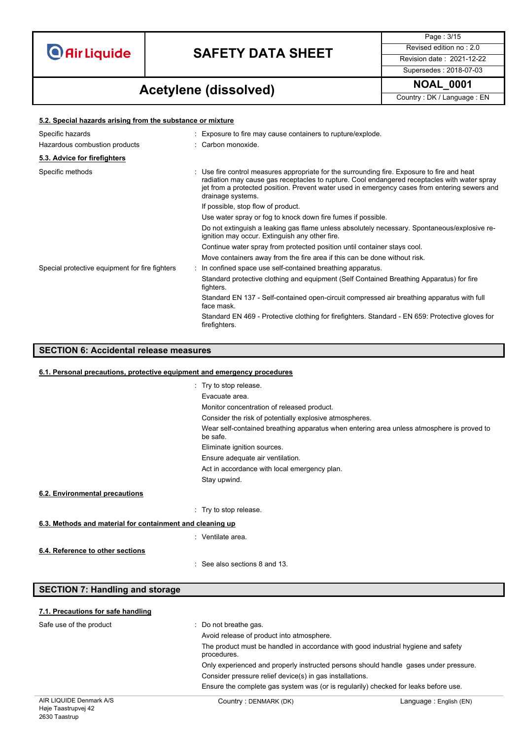#### 5.2. Special hazards arising from the substance or mixture

| | |
|---|---|
| Specific hazards | : Exposure to fire may cause containers to rupture/explode. |
| Hazardous combustion products | : Carbon monoxide. |

#### 5.3. Advice for firefighters

| | |
|---|---|
| Specific methods | : Use fire control measures appropriate for the surrounding fire. Exposure to fire and heat radiation may cause gas receptacles to rupture. Cool endangered receptacles with water spray jet from a protected position. Prevent water used in emergency cases from entering sewers and drainage systems. |
| | If possible, stop flow of product. |
| | Use water spray or fog to knock down fire fumes if possible. |
| | Do not extinguish a leaking gas flame unless absolutely necessary. Spontaneous/explosive re-ignition may occur. Extinguish any other fire. |
| | Continue water spray from protected position until container stays cool. |
| | Move containers away from the fire area if this can be done without risk. |
| Special protective equipment for fire fighters | : In confined space use self-contained breathing apparatus. |
| | Standard protective clothing and equipment (Self Contained Breathing Apparatus) for fire fighters. |
| | Standard EN 137 - Self-contained open-circuit compressed air breathing apparatus with full face mask. |
| | Standard EN 469 - Protective clothing for firefighters. Standard - EN 659: Protective gloves for firefighters. |

## SECTION 6: Accidental release measures

#### 6.1. Personal precautions, protective equipment and emergency procedures

: Try to stop release.
Evacuate area.
Monitor concentration of released product.
Consider the risk of potentially explosive atmospheres.
Wear self-contained breathing apparatus when entering area unless atmosphere is proved to be safe.
Eliminate ignition sources.
Ensure adequate air ventilation.
Act in accordance with local emergency plan.
Stay upwind.

#### 6.2. Environmental precautions

: Try to stop release.

#### 6.3. Methods and material for containment and cleaning up

: Ventilate area.

#### 6.4. Reference to other sections

: See also sections 8 and 13.

## SECTION 7: Handling and storage

#### 7.1. Precautions for safe handling

| | |
|---|---|
| Safe use of the product | : Do not breathe gas. |
| | Avoid release of product into atmosphere. |
| | The product must be handled in accordance with good industrial hygiene and safety procedures. |
| | Only experienced and properly instructed persons should handle gases under pressure. |
| | Consider pressure relief device(s) in gas installations. |
| | Ensure the complete gas system was (or is regularily) checked for leaks before use. |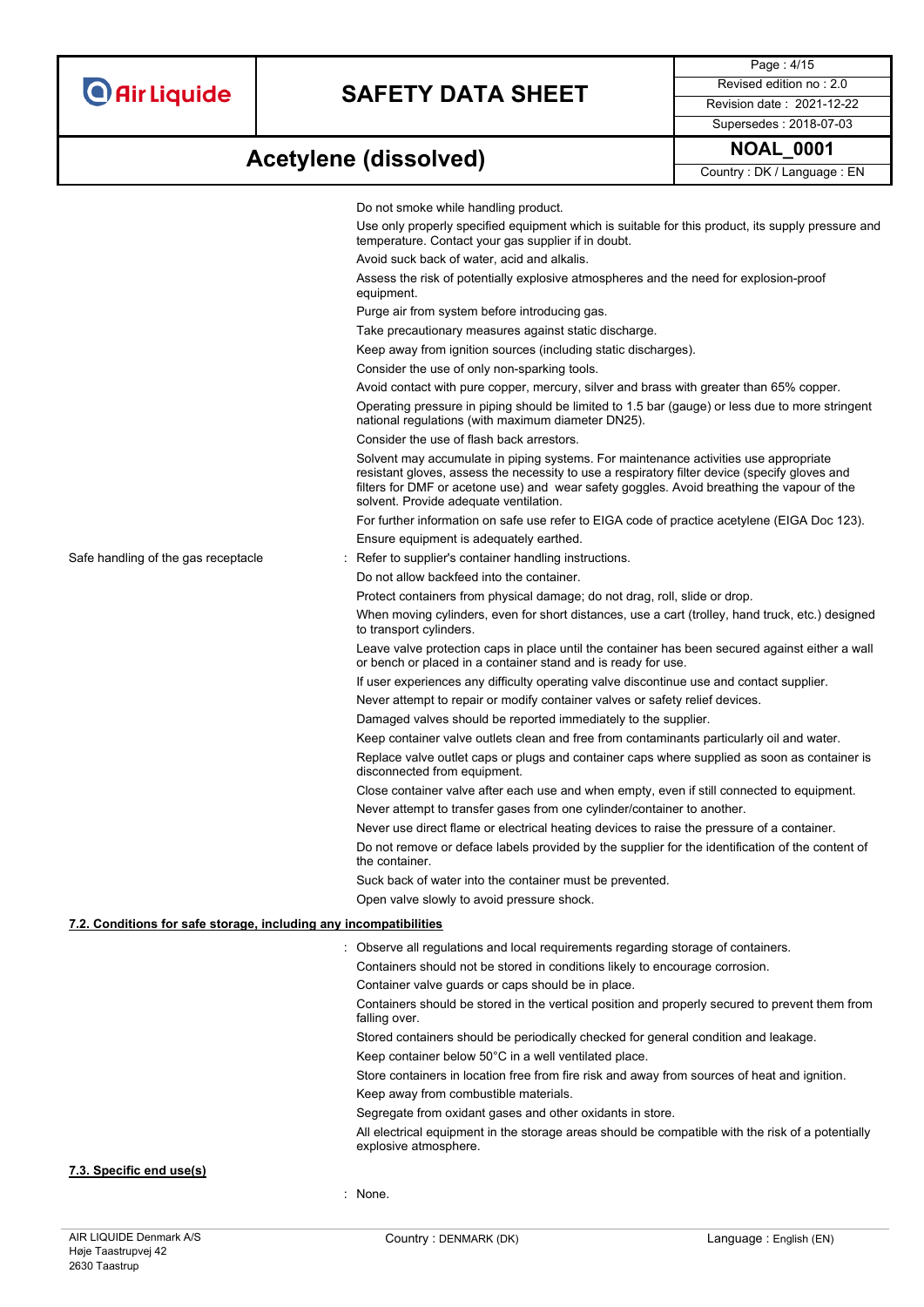Do not smoke while handling product.

Use only properly specified equipment which is suitable for this product, its supply pressure and temperature. Contact your gas supplier if in doubt.

Avoid suck back of water, acid and alkalis.

Assess the risk of potentially explosive atmospheres and the need for explosion-proof equipment.

Purge air from system before introducing gas.

Take precautionary measures against static discharge.

Keep away from ignition sources (including static discharges).

Consider the use of only non-sparking tools.

Avoid contact with pure copper, mercury, silver and brass with greater than 65% copper.

Operating pressure in piping should be limited to 1.5 bar (gauge) or less due to more stringent national regulations (with maximum diameter DN25).

Consider the use of flash back arrestors.

Solvent may accumulate in piping systems. For maintenance activities use appropriate resistant gloves, assess the necessity to use a respiratory filter device (specify gloves and filters for DMF or acetone use) and wear safety goggles. Avoid breathing the vapour of the solvent. Provide adequate ventilation.

For further information on safe use refer to EIGA code of practice acetylene (EIGA Doc 123).

Ensure equipment is adequately earthed.

Safe handling of the gas receptacle : Refer to supplier's container handling instructions.

Do not allow backfeed into the container.

Protect containers from physical damage; do not drag, roll, slide or drop.

When moving cylinders, even for short distances, use a cart (trolley, hand truck, etc.) designed to transport cylinders.

Leave valve protection caps in place until the container has been secured against either a wall or bench or placed in a container stand and is ready for use.

If user experiences any difficulty operating valve discontinue use and contact supplier.

Never attempt to repair or modify container valves or safety relief devices.

Damaged valves should be reported immediately to the supplier.

Keep container valve outlets clean and free from contaminants particularly oil and water.

Replace valve outlet caps or plugs and container caps where supplied as soon as container is disconnected from equipment.

Close container valve after each use and when empty, even if still connected to equipment.

Never attempt to transfer gases from one cylinder/container to another.

Never use direct flame or electrical heating devices to raise the pressure of a container.

Do not remove or deface labels provided by the supplier for the identification of the content of the container.

Suck back of water into the container must be prevented.

Open valve slowly to avoid pressure shock.

## 7.2. Conditions for safe storage, including any incompatibilities

: Observe all regulations and local requirements regarding storage of containers.

Containers should not be stored in conditions likely to encourage corrosion.

Container valve guards or caps should be in place.

Containers should be stored in the vertical position and properly secured to prevent them from falling over.

Stored containers should be periodically checked for general condition and leakage.

Keep container below 50°C in a well ventilated place.

Store containers in location free from fire risk and away from sources of heat and ignition.

Keep away from combustible materials.

Segregate from oxidant gases and other oxidants in store.

All electrical equipment in the storage areas should be compatible with the risk of a potentially explosive atmosphere.

## 7.3. Specific end use(s)

: None.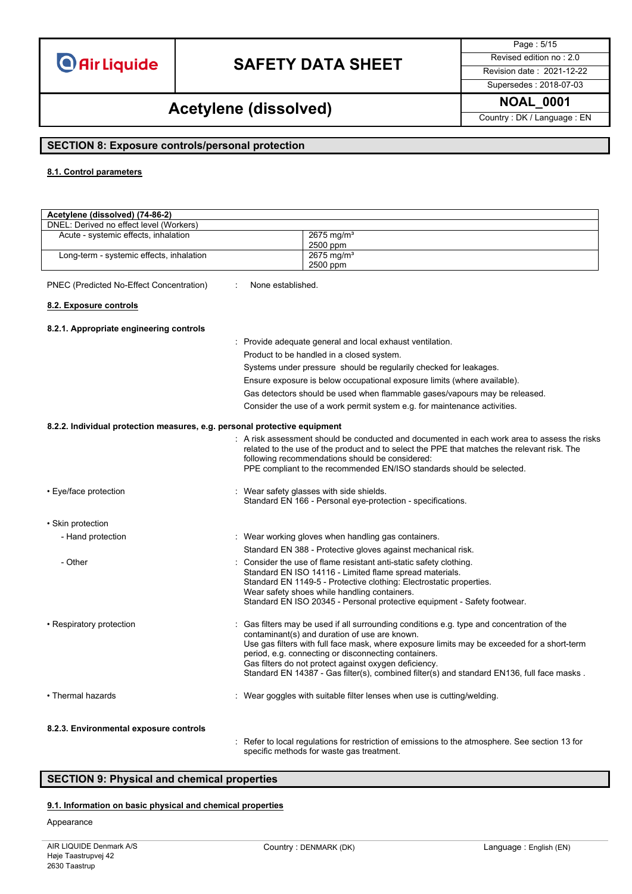## SECTION 8: Exposure controls/personal protection

### 8.1. Control parameters

| Acetylene (dissolved) (74-86-2) | |
|---|---|
| DNEL: Derived no effect level (Workers) | |
| Acute - systemic effects, inhalation | 2675 mg/m³<br>2500 ppm |
| Long-term - systemic effects, inhalation | 2675 mg/m³<br>2500 ppm |

PNEC (Predicted No-Effect Concentration) : None established.

### 8.2. Exposure controls

#### 8.2.1. Appropriate engineering controls

: Provide adequate general and local exhaust ventilation.
Product to be handled in a closed system.
Systems under pressure should be regularly checked for leakages.
Ensure exposure is below occupational exposure limits (where available).
Gas detectors should be used when flammable gases/vapours may be released.
Consider the use of a work permit system e.g. for maintenance activities.

#### 8.2.2. Individual protection measures, e.g. personal protective equipment

: A risk assessment should be conducted and documented in each work area to assess the risks related to the use of the product and to select the PPE that matches the relevant risk. The following recommendations should be considered:
PPE compliant to the recommended EN/ISO standards should be selected.

- Eye/face protection : Wear safety glasses with side shields.
Standard EN 166 - Personal eye-protection - specifications.

- Skin protection
  - Hand protection : Wear working gloves when handling gas containers.
Standard EN 388 - Protective gloves against mechanical risk.
  - Other : Consider the use of flame resistant anti-static safety clothing.
Standard EN ISO 14116 - Limited flame spread materials.
Standard EN 1149-5 - Protective clothing: Electrostatic properties.
Wear safety shoes while handling containers.
Standard EN ISO 20345 - Personal protective equipment - Safety footwear.

- Respiratory protection : Gas filters may be used if all surrounding conditions e.g. type and concentration of the contaminant(s) and duration of use are known.
Use gas filters with full face mask, where exposure limits may be exceeded for a short-term period, e.g. connecting or disconnecting containers.
Gas filters do not protect against oxygen deficiency.
Standard EN 14387 - Gas filter(s), combined filter(s) and standard EN136, full face masks .

- Thermal hazards : Wear goggles with suitable filter lenses when use is cutting/welding.

#### 8.2.3. Environmental exposure controls

: Refer to local regulations for restriction of emissions to the atmosphere. See section 13 for specific methods for waste gas treatment.

## SECTION 9: Physical and chemical properties

### 9.1. Information on basic physical and chemical properties

Appearance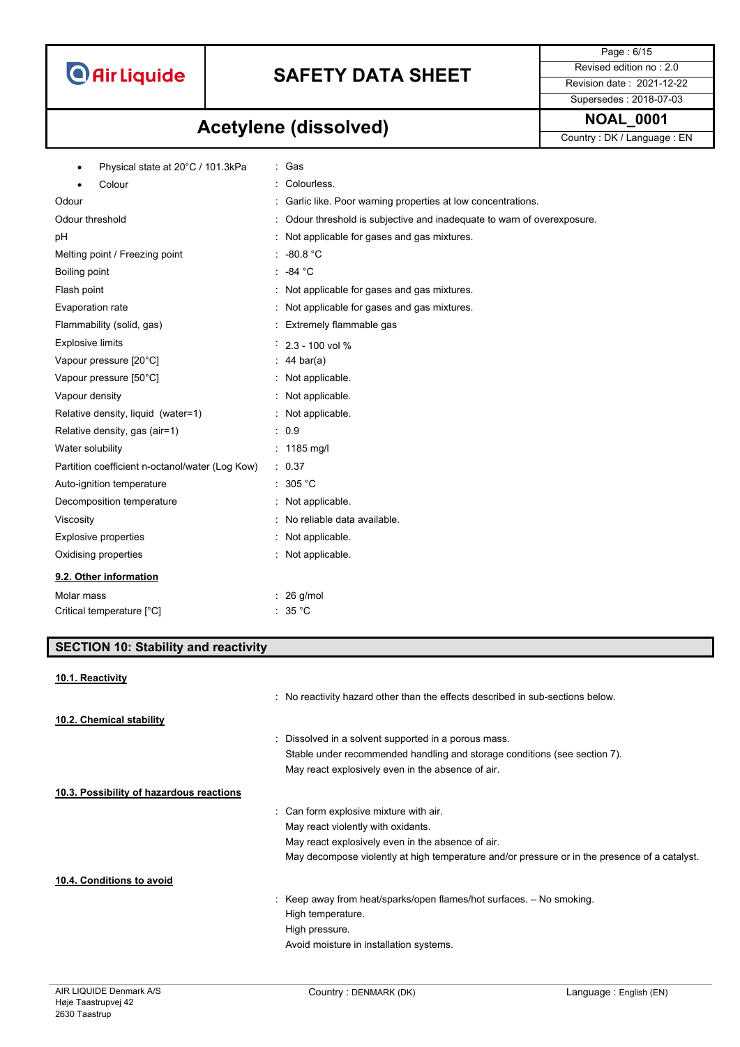- Physical state at 20°C / 101.3kPa : Gas
- Colour : Colourless.

| | |
|---|---|
| Odour | : Garlic like. Poor warning properties at low concentrations. |
| Odour threshold | : Odour threshold is subjective and inadequate to warn of overexposure. |
| pH | : Not applicable for gases and gas mixtures. |
| Melting point / Freezing point | : -80.8 °C |
| Boiling point | : -84 °C |
| Flash point | : Not applicable for gases and gas mixtures. |
| Evaporation rate | : Not applicable for gases and gas mixtures. |
| Flammability (solid, gas) | : Extremely flammable gas |
| Explosive limits | : 2.3 - 100 vol % |
| Vapour pressure [20°C] | : 44 bar(a) |
| Vapour pressure [50°C] | : Not applicable. |
| Vapour density | : Not applicable. |
| Relative density, liquid (water=1) | : Not applicable. |
| Relative density, gas (air=1) | : 0.9 |
| Water solubility | : 1185 mg/l |
| Partition coefficient n-octanol/water (Log Kow) | : 0.37 |
| Auto-ignition temperature | : 305 °C |
| Decomposition temperature | : Not applicable. |
| Viscosity | : No reliable data available. |
| Explosive properties | : Not applicable. |
| Oxidising properties | : Not applicable. |

### 9.2. Other information

| | |
|---|---|
| Molar mass | : 26 g/mol |
| Critical temperature [°C] | : 35 °C |

## SECTION 10: Stability and reactivity

### 10.1. Reactivity

: No reactivity hazard other than the effects described in sub-sections below.

### 10.2. Chemical stability

: Dissolved in a solvent supported in a porous mass.
Stable under recommended handling and storage conditions (see section 7).
May react explosively even in the absence of air.

### 10.3. Possibility of hazardous reactions

: Can form explosive mixture with air.
May react violently with oxidants.
May react explosively even in the absence of air.
May decompose violently at high temperature and/or pressure or in the presence of a catalyst.

### 10.4. Conditions to avoid

: Keep away from heat/sparks/open flames/hot surfaces. – No smoking.
High temperature.
High pressure.
Avoid moisture in installation systems.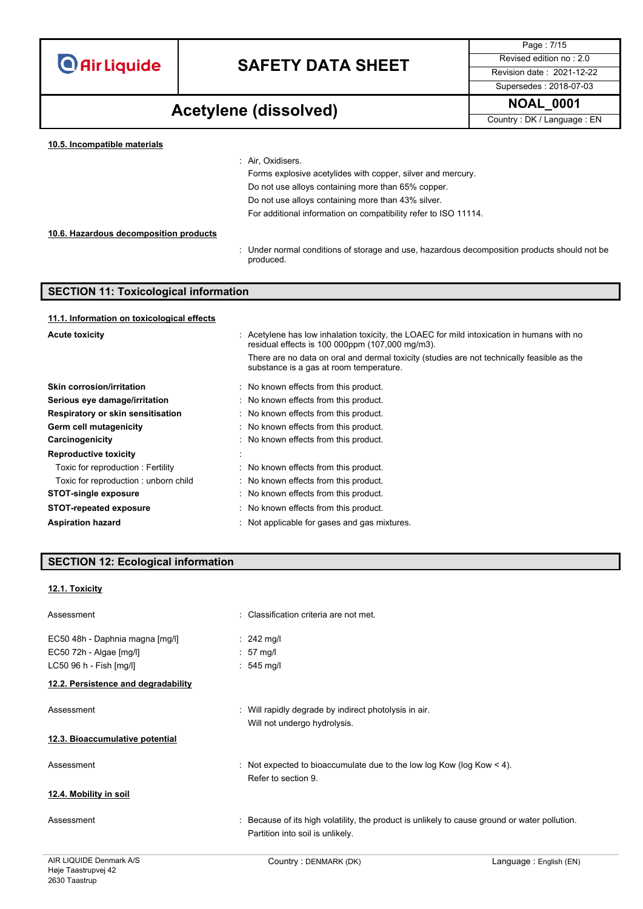#### 10.5. Incompatible materials

: Air, Oxidisers.
Forms explosive acetylides with copper, silver and mercury.
Do not use alloys containing more than 65% copper.
Do not use alloys containing more than 43% silver.
For additional information on compatibility refer to ISO 11114.

#### 10.6. Hazardous decomposition products

: Under normal conditions of storage and use, hazardous decomposition products should not be produced.

## SECTION 11: Toxicological information

#### 11.1. Information on toxicological effects

| | |
|---|---|
| **Acute toxicity** | : Acetylene has low inhalation toxicity, the LOAEC for mild intoxication in humans with no residual effects is 100 000ppm (107,000 mg/m3). There are no data on oral and dermal toxicity (studies are not technically feasible as the substance is a gas at room temperature. |
| **Skin corrosion/irritation** | : No known effects from this product. |
| **Serious eye damage/irritation** | : No known effects from this product. |
| **Respiratory or skin sensitisation** | : No known effects from this product. |
| **Germ cell mutagenicity** | : No known effects from this product. |
| **Carcinogenicity** | : No known effects from this product. |
| **Reproductive toxicity** | : |
| Toxic for reproduction : Fertility | : No known effects from this product. |
| Toxic for reproduction : unborn child | : No known effects from this product. |
| **STOT-single exposure** | : No known effects from this product. |
| **STOT-repeated exposure** | : No known effects from this product. |
| **Aspiration hazard** | : Not applicable for gases and gas mixtures. |

## SECTION 12: Ecological information

#### 12.1. Toxicity

| | |
|---|---|
| Assessment | : Classification criteria are not met. |
| EC50 48h - Daphnia magna [mg/l] | : 242 mg/l |
| EC50 72h - Algae [mg/l] | : 57 mg/l |
| LC50 96 h - Fish [mg/l] | : 545 mg/l |

#### 12.2. Persistence and degradability

Assessment : Will rapidly degrade by indirect photolysis in air.
Will not undergo hydrolysis.

#### 12.3. Bioaccumulative potential

Assessment : Not expected to bioaccumulate due to the low log Kow (log Kow < 4).
Refer to section 9.

#### 12.4. Mobility in soil

Assessment : Because of its high volatility, the product is unlikely to cause ground or water pollution.
Partition into soil is unlikely.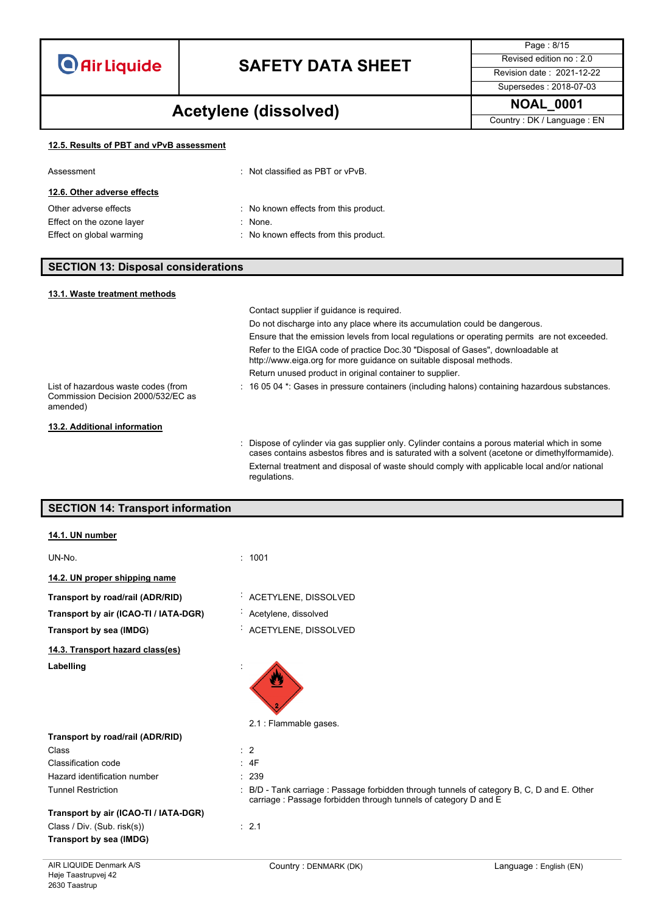#### 12.5. Results of PBT and vPvB assessment

| | |
|---|---|
| Assessment | : Not classified as PBT or vPvB. |

#### 12.6. Other adverse effects

| | |
|---|---|
| Other adverse effects | : No known effects from this product. |
| Effect on the ozone layer | : None. |
| Effect on global warming | : No known effects from this product. |

## SECTION 13: Disposal considerations

#### 13.1. Waste treatment methods

Contact supplier if guidance is required.

Do not discharge into any place where its accumulation could be dangerous.

Ensure that the emission levels from local regulations or operating permits are not exceeded.

Refer to the EIGA code of practice Doc.30 "Disposal of Gases", downloadable at http://www.eiga.org for more guidance on suitable disposal methods.

Return unused product in original container to supplier.

| | |
|---|---|
| List of hazardous waste codes (from Commission Decision 2000/532/EC as amended) | : 16 05 04 *: Gases in pressure containers (including halons) containing hazardous substances. |

#### 13.2. Additional information

: Dispose of cylinder via gas supplier only. Cylinder contains a porous material which in some cases contains asbestos fibres and is saturated with a solvent (acetone or dimethylformamide).

External treatment and disposal of waste should comply with applicable local and/or national regulations.

## SECTION 14: Transport information

#### 14.1. UN number

| | |
|---|---|
| UN-No. | : 1001 |

#### 14.2. UN proper shipping name

| | |
|---|---|
| **Transport by road/rail (ADR/RID)** | : ACETYLENE, DISSOLVED |
| **Transport by air (ICAO-TI / IATA-DGR)** | : Acetylene, dissolved |
| **Transport by sea (IMDG)** | : ACETYLENE, DISSOLVED |

#### 14.3. Transport hazard class(es)

**Labelling** :

2.1 : Flammable gases.

**Transport by road/rail (ADR/RID)**

| | |
|---|---|
| Class | : 2 |
| Classification code | : 4F |
| Hazard identification number | : 239 |
| Tunnel Restriction | : B/D - Tank carriage : Passage forbidden through tunnels of category B, C, D and E. Other carriage : Passage forbidden through tunnels of category D and E |

**Transport by air (ICAO-TI / IATA-DGR)**

| | |
|---|---|
| Class / Div. (Sub. risk(s)) | : 2.1 |

**Transport by sea (IMDG)**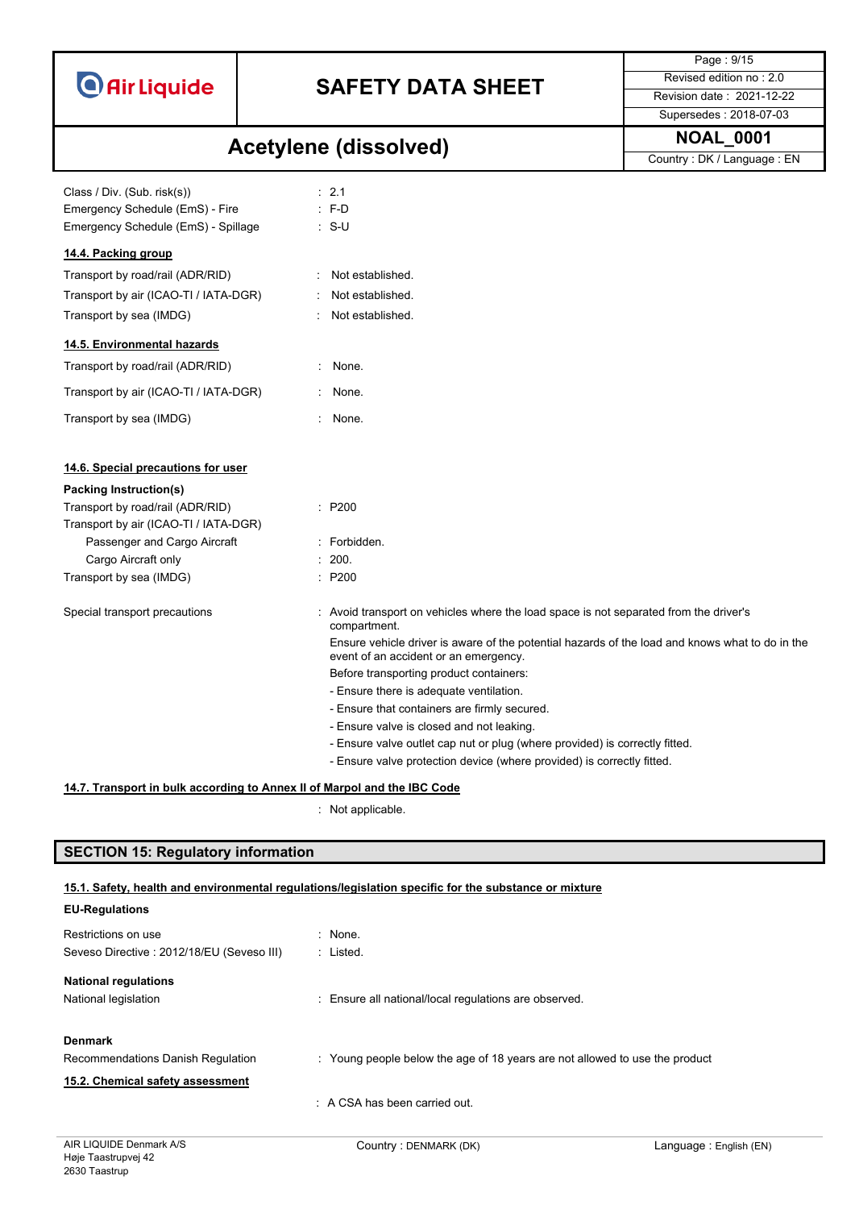| | |
|---|---|
| Class / Div. (Sub. risk(s)) | : 2.1 |
| Emergency Schedule (EmS) - Fire | : F-D |
| Emergency Schedule (EmS) - Spillage | : S-U |

**14.4. Packing group**

| | |
|---|---|
| Transport by road/rail (ADR/RID) | : Not established. |
| Transport by air (ICAO-TI / IATA-DGR) | : Not established. |
| Transport by sea (IMDG) | : Not established. |

**14.5. Environmental hazards**

| | |
|---|---|
| Transport by road/rail (ADR/RID) | : None. |
| Transport by air (ICAO-TI / IATA-DGR) | : None. |
| Transport by sea (IMDG) | : None. |

**14.6. Special precautions for user**

**Packing Instruction(s)**

| | |
|---|---|
| Transport by road/rail (ADR/RID) | : P200 |
| Transport by air (ICAO-TI / IATA-DGR) | |
| Passenger and Cargo Aircraft | : Forbidden. |
| Cargo Aircraft only | : 200. |
| Transport by sea (IMDG) | : P200 |

Special transport precautions : Avoid transport on vehicles where the load space is not separated from the driver's compartment.
Ensure vehicle driver is aware of the potential hazards of the load and knows what to do in the event of an accident or an emergency.
Before transporting product containers:
- Ensure there is adequate ventilation.
- Ensure that containers are firmly secured.
- Ensure valve is closed and not leaking.
- Ensure valve outlet cap nut or plug (where provided) is correctly fitted.
- Ensure valve protection device (where provided) is correctly fitted.

**14.7. Transport in bulk according to Annex II of Marpol and the IBC Code**

: Not applicable.

## SECTION 15: Regulatory information

**15.1. Safety, health and environmental regulations/legislation specific for the substance or mixture**

**EU-Regulations**

| | |
|---|---|
| Restrictions on use | : None. |
| Seveso Directive : 2012/18/EU (Seveso III) | : Listed. |

**National regulations**

| | |
|---|---|
| National legislation | : Ensure all national/local regulations are observed. |

**Denmark**

| | |
|---|---|
| Recommendations Danish Regulation | : Young people below the age of 18 years are not allowed to use the product |

**15.2. Chemical safety assessment**

: A CSA has been carried out.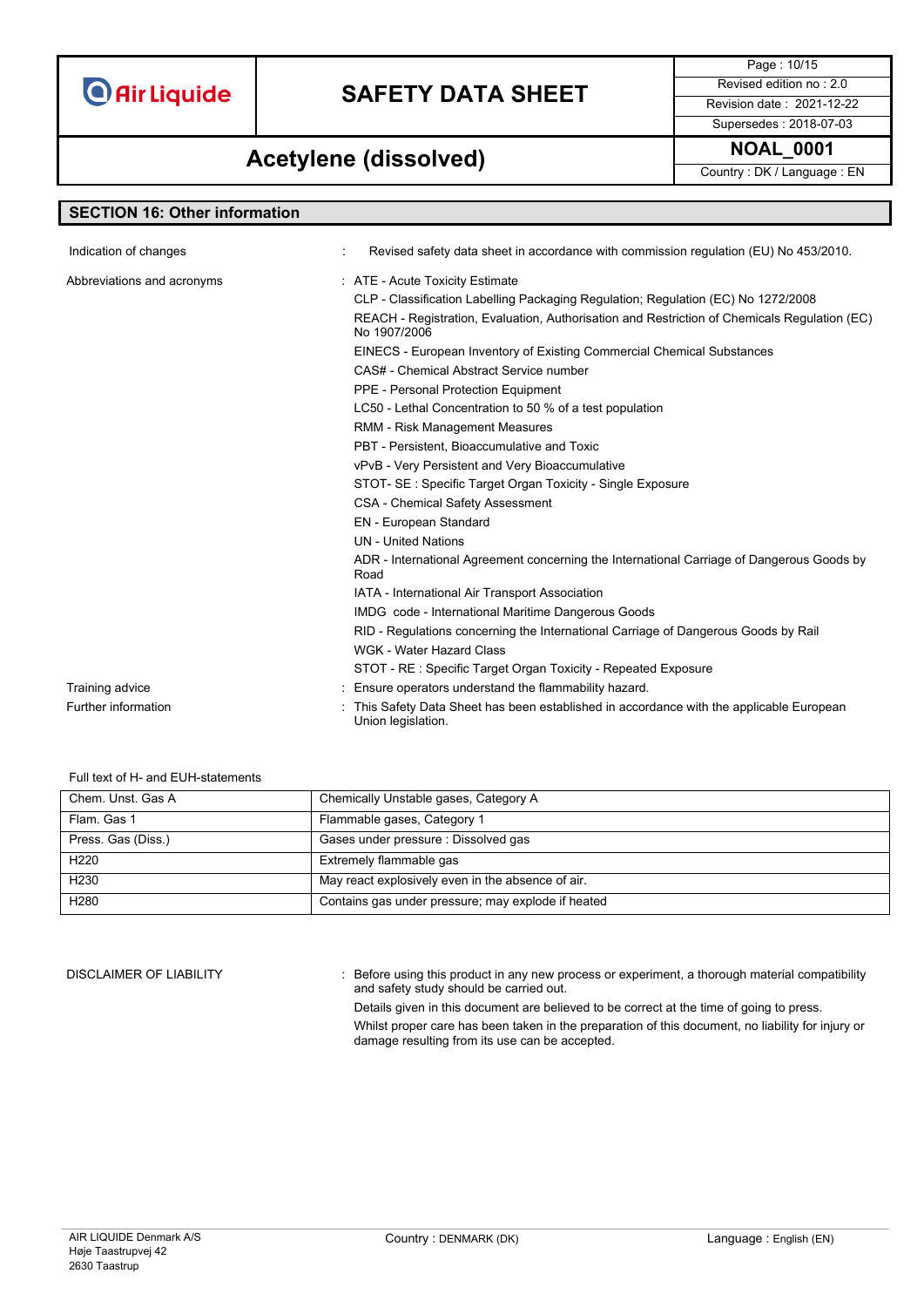## SECTION 16: Other information

Indication of changes : Revised safety data sheet in accordance with commission regulation (EU) No 453/2010.

Abbreviations and acronyms :
- ATE - Acute Toxicity Estimate
- CLP - Classification Labelling Packaging Regulation; Regulation (EC) No 1272/2008
- REACH - Registration, Evaluation, Authorisation and Restriction of Chemicals Regulation (EC) No 1907/2006
- EINECS - European Inventory of Existing Commercial Chemical Substances
- CAS# - Chemical Abstract Service number
- PPE - Personal Protection Equipment
- LC50 - Lethal Concentration to 50 % of a test population
- RMM - Risk Management Measures
- PBT - Persistent, Bioaccumulative and Toxic
- vPvB - Very Persistent and Very Bioaccumulative
- STOT- SE : Specific Target Organ Toxicity - Single Exposure
- CSA - Chemical Safety Assessment
- EN - European Standard
- UN - United Nations
- ADR - International Agreement concerning the International Carriage of Dangerous Goods by Road
- IATA - International Air Transport Association
- IMDG code - International Maritime Dangerous Goods
- RID - Regulations concerning the International Carriage of Dangerous Goods by Rail
- WGK - Water Hazard Class
- STOT - RE : Specific Target Organ Toxicity - Repeated Exposure

Training advice : Ensure operators understand the flammability hazard.

Further information : This Safety Data Sheet has been established in accordance with the applicable European Union legislation.

Full text of H- and EUH-statements

| | |
|---|---|
| Chem. Unst. Gas A | Chemically Unstable gases, Category A |
| Flam. Gas 1 | Flammable gases, Category 1 |
| Press. Gas (Diss.) | Gases under pressure : Dissolved gas |
| H220 | Extremely flammable gas |
| H230 | May react explosively even in the absence of air. |
| H280 | Contains gas under pressure; may explode if heated |

DISCLAIMER OF LIABILITY : Before using this product in any new process or experiment, a thorough material compatibility and safety study should be carried out.

Details given in this document are believed to be correct at the time of going to press.

Whilst proper care has been taken in the preparation of this document, no liability for injury or damage resulting from its use can be accepted.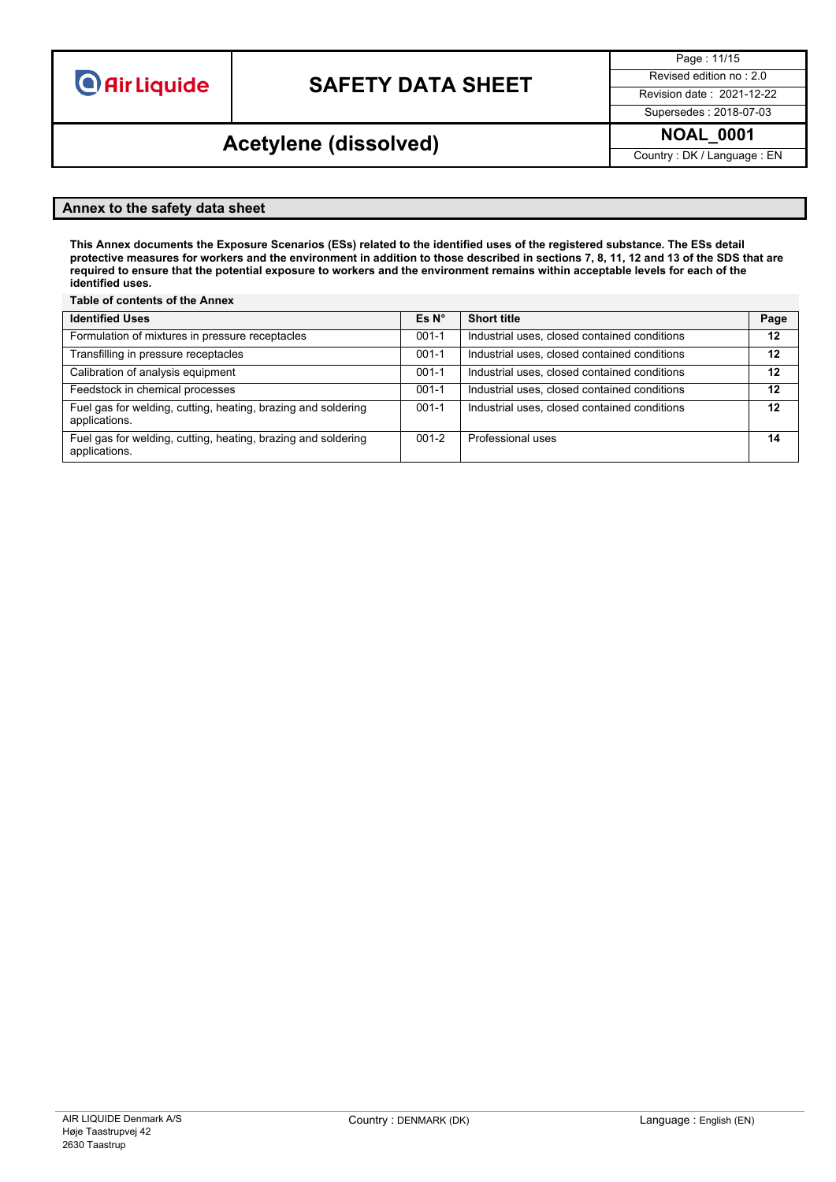## Annex to the safety data sheet

**This Annex documents the Exposure Scenarios (ESs) related to the identified uses of the registered substance. The ESs detail protective measures for workers and the environment in addition to those described in sections 7, 8, 11, 12 and 13 of the SDS that are required to ensure that the potential exposure to workers and the environment remains within acceptable levels for each of the identified uses.**

**Table of contents of the Annex**

| Identified Uses | Es N° | Short title | Page |
|---|---|---|---|
| Formulation of mixtures in pressure receptacles | 001-1 | Industrial uses, closed contained conditions | **12** |
| Transfilling in pressure receptacles | 001-1 | Industrial uses, closed contained conditions | **12** |
| Calibration of analysis equipment | 001-1 | Industrial uses, closed contained conditions | **12** |
| Feedstock in chemical processes | 001-1 | Industrial uses, closed contained conditions | **12** |
| Fuel gas for welding, cutting, heating, brazing and soldering applications. | 001-1 | Industrial uses, closed contained conditions | **12** |
| Fuel gas for welding, cutting, heating, brazing and soldering applications. | 001-2 | Professional uses | **14** |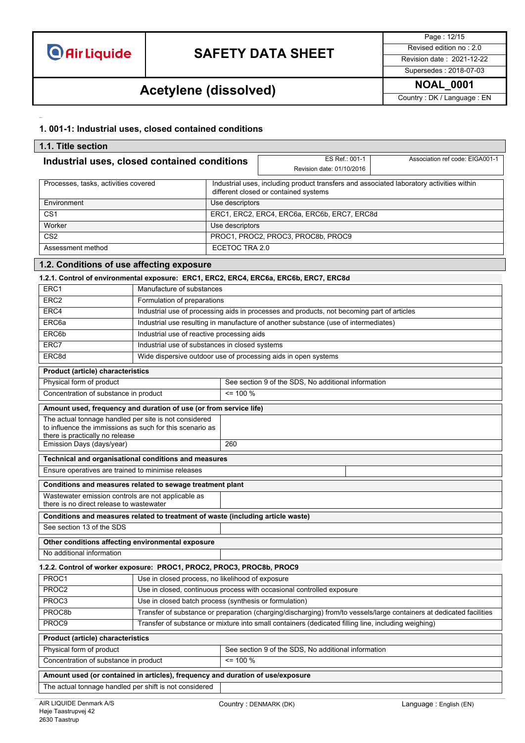## 1. 001-1: Industrial uses, closed contained conditions

### 1.1. Title section

**Industrial uses, closed contained conditions**

| ES Ref.: 001-1<br>Revision date: 01/10/2016 | Association ref code: EIGA001-1 |
|---|---|

| Processes, tasks, activities covered | Industrial uses, including product transfers and associated laboratory activities within different closed or contained systems |
|---|---|
| Environment | Use descriptors |
| CS1 | ERC1, ERC2, ERC4, ERC6a, ERC6b, ERC7, ERC8d |
| Worker | Use descriptors |
| CS2 | PROC1, PROC2, PROC3, PROC8b, PROC9 |
| Assessment method | ECETOC TRA 2.0 |

### 1.2. Conditions of use affecting exposure

#### 1.2.1. Control of environmental exposure: ERC1, ERC2, ERC4, ERC6a, ERC6b, ERC7, ERC8d

| | |
|---|---|
| ERC1 | Manufacture of substances |
| ERC2 | Formulation of preparations |
| ERC4 | Industrial use of processing aids in processes and products, not becoming part of articles |
| ERC6a | Industrial use resulting in manufacture of another substance (use of intermediates) |
| ERC6b | Industrial use of reactive processing aids |
| ERC7 | Industrial use of substances in closed systems |
| ERC8d | Wide dispersive outdoor use of processing aids in open systems |

| **Product (article) characteristics** | |
|---|---|
| Physical form of product | See section 9 of the SDS, No additional information |
| Concentration of substance in product | <= 100 % |

| **Amount used, frequency and duration of use (or from service life)** | |
|---|---|
| The actual tonnage handled per site is not considered to influence the immissions as such for this scenario as there is practically no release | |
| Emission Days (days/year) | 260 |

| **Technical and organisational conditions and measures** | |
|---|---|
| Ensure operatives are trained to minimise releases | |

| **Conditions and measures related to sewage treatment plant** | |
|---|---|
| Wastewater emission controls are not applicable as there is no direct release to wastewater | |

| **Conditions and measures related to treatment of waste (including article waste)** | |
|---|---|
| See section 13 of the SDS | |

| **Other conditions affecting environmental exposure** | |
|---|---|
| No additional information | |

#### 1.2.2. Control of worker exposure: PROC1, PROC2, PROC3, PROC8b, PROC9

| | |
|---|---|
| PROC1 | Use in closed process, no likelihood of exposure |
| PROC2 | Use in closed, continuous process with occasional controlled exposure |
| PROC3 | Use in closed batch process (synthesis or formulation) |
| PROC8b | Transfer of substance or preparation (charging/discharging) from/to vessels/large containers at dedicated facilities |
| PROC9 | Transfer of substance or mixture into small containers (dedicated filling line, including weighing) |

| **Product (article) characteristics** | |
|---|---|
| Physical form of product | See section 9 of the SDS, No additional information |
| Concentration of substance in product | <= 100 % |

| **Amount used (or contained in articles), frequency and duration of use/exposure** | |
|---|---|
| The actual tonnage handled per shift is not considered | |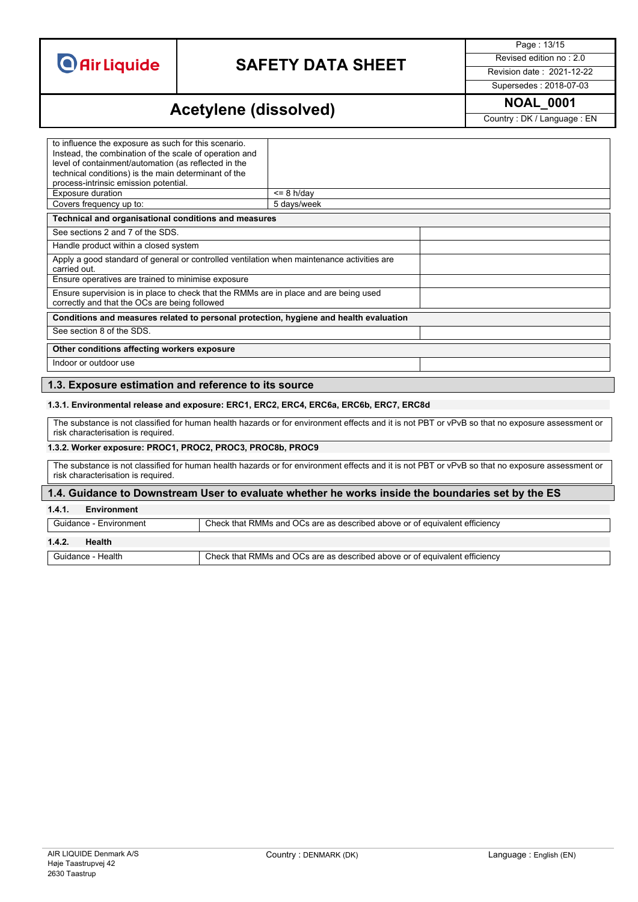| | |
|---|---|
| to influence the exposure as such for this scenario. Instead, the combination of the scale of operation and level of containment/automation (as reflected in the technical conditions) is the main determinant of the process-intrinsic emission potential. | |
| Exposure duration | <= 8 h/day |
| Covers frequency up to: | 5 days/week |

| Technical and organisational conditions and measures | |
|---|---|
| See sections 2 and 7 of the SDS. | |
| Handle product within a closed system | |
| Apply a good standard of general or controlled ventilation when maintenance activities are carried out. | |
| Ensure operatives are trained to minimise exposure | |
| Ensure supervision is in place to check that the RMMs are in place and are being used correctly and that the OCs are being followed | |

| Conditions and measures related to personal protection, hygiene and health evaluation | |
|---|---|
| See section 8 of the SDS. | |

| Other conditions affecting workers exposure | |
|---|---|
| Indoor or outdoor use | |

## 1.3. Exposure estimation and reference to its source

### 1.3.1. Environmental release and exposure: ERC1, ERC2, ERC4, ERC6a, ERC6b, ERC7, ERC8d

The substance is not classified for human health hazards or for environment effects and it is not PBT or vPvB so that no exposure assessment or risk characterisation is required.

### 1.3.2. Worker exposure: PROC1, PROC2, PROC3, PROC8b, PROC9

The substance is not classified for human health hazards or for environment effects and it is not PBT or vPvB so that no exposure assessment or risk characterisation is required.

## 1.4. Guidance to Downstream User to evaluate whether he works inside the boundaries set by the ES

### 1.4.1. Environment

| | |
|---|---|
| Guidance - Environment | Check that RMMs and OCs are as described above or of equivalent efficiency |

### 1.4.2. Health

| | |
|---|---|
| Guidance - Health | Check that RMMs and OCs are as described above or of equivalent efficiency |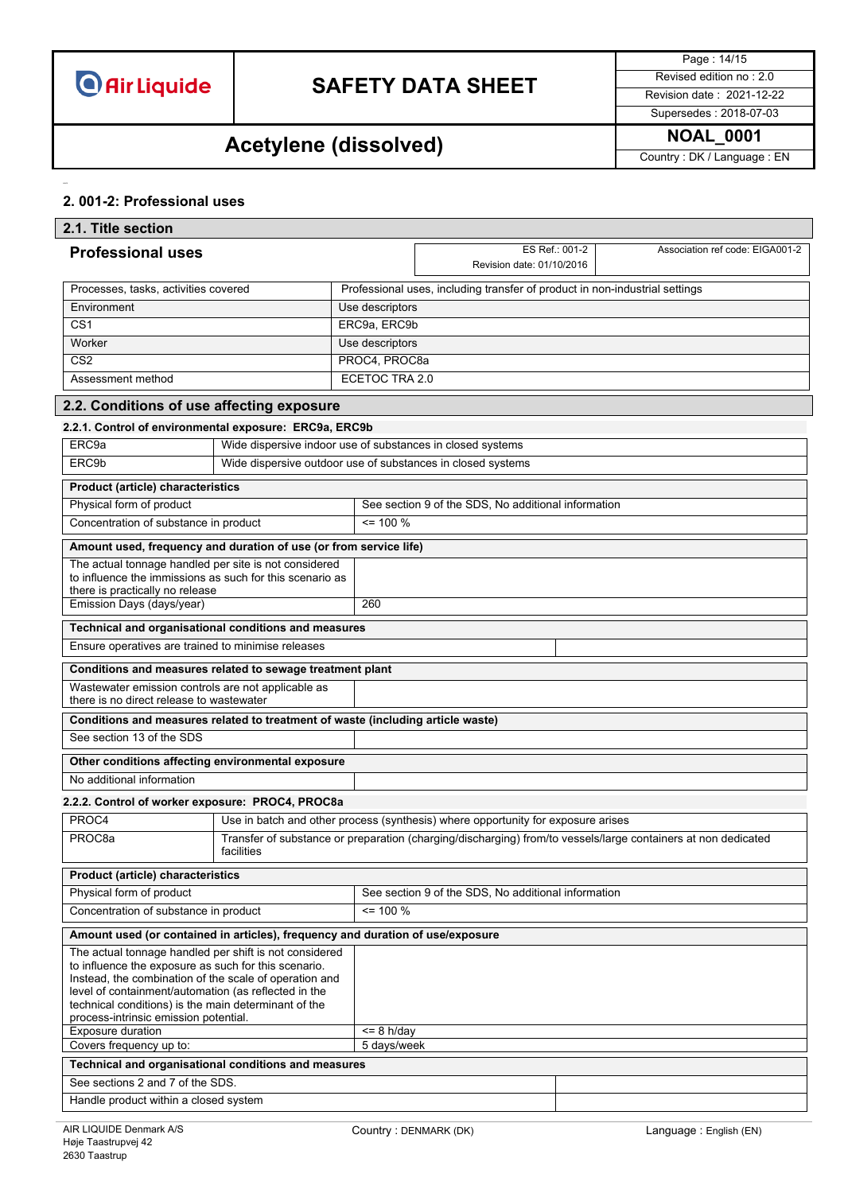## 2. 001-2: Professional uses

### 2.1. Title section

**Professional uses**

| ES Ref.: 001-2 Revision date: 01/10/2016 | Association ref code: EIGA001-2 |
|---|---|

| | |
|---|---|
| Processes, tasks, activities covered | Professional uses, including transfer of product in non-industrial settings |
| Environment | Use descriptors |
| CS1 | ERC9a, ERC9b |
| Worker | Use descriptors |
| CS2 | PROC4, PROC8a |
| Assessment method | ECETOC TRA 2.0 |

### 2.2. Conditions of use affecting exposure

#### 2.2.1. Control of environmental exposure: ERC9a, ERC9b

| | |
|---|---|
| ERC9a | Wide dispersive indoor use of substances in closed systems |
| ERC9b | Wide dispersive outdoor use of substances in closed systems |

| **Product (article) characteristics** | |
|---|---|
| Physical form of product | See section 9 of the SDS, No additional information |
| Concentration of substance in product | <= 100 % |

| **Amount used, frequency and duration of use (or from service life)** | |
|---|---|
| The actual tonnage handled per site is not considered to influence the immissions as such for this scenario as there is practically no release | |
| Emission Days (days/year) | 260 |

| **Technical and organisational conditions and measures** | |
|---|---|
| Ensure operatives are trained to minimise releases | |

| **Conditions and measures related to sewage treatment plant** | |
|---|---|
| Wastewater emission controls are not applicable as there is no direct release to wastewater | |

| **Conditions and measures related to treatment of waste (including article waste)** | |
|---|---|
| See section 13 of the SDS | |

| **Other conditions affecting environmental exposure** | |
|---|---|
| No additional information | |

#### 2.2.2. Control of worker exposure: PROC4, PROC8a

| | |
|---|---|
| PROC4 | Use in batch and other process (synthesis) where opportunity for exposure arises |
| PROC8a | Transfer of substance or preparation (charging/discharging) from/to vessels/large containers at non dedicated facilities |

| **Product (article) characteristics** | |
|---|---|
| Physical form of product | See section 9 of the SDS, No additional information |
| Concentration of substance in product | <= 100 % |

| **Amount used (or contained in articles), frequency and duration of use/exposure** | |
|---|---|
| The actual tonnage handled per shift is not considered to influence the exposure as such for this scenario. Instead, the combination of the scale of operation and level of containment/automation (as reflected in the technical conditions) is the main determinant of the process-intrinsic emission potential. | |
| Exposure duration | <= 8 h/day |
| Covers frequency up to: | 5 days/week |

| **Technical and organisational conditions and measures** | |
|---|---|
| See sections 2 and 7 of the SDS. | |
| Handle product within a closed system | |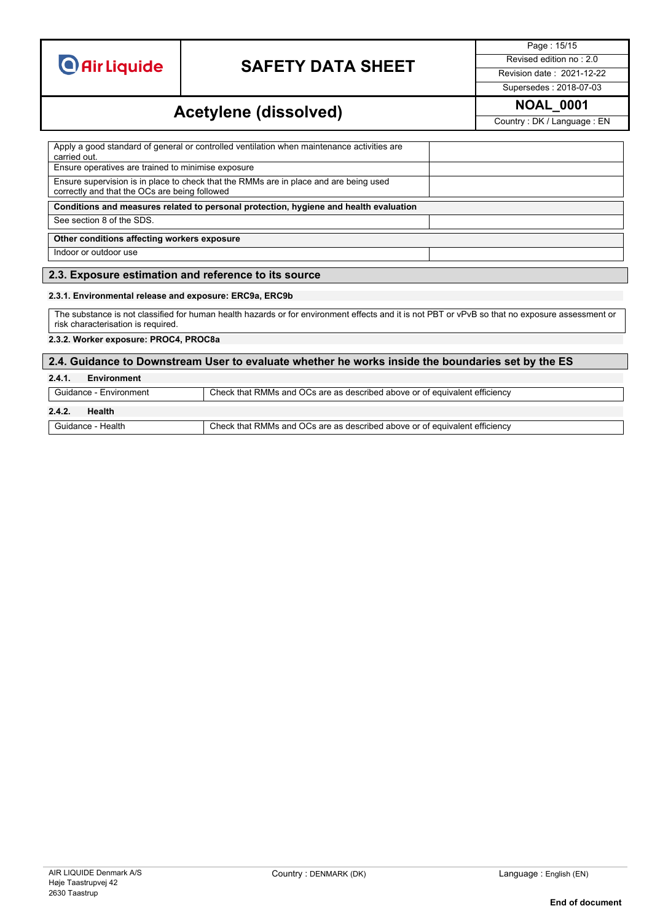| | |
|---|---|
| Apply a good standard of general or controlled ventilation when maintenance activities are carried out. | |
| Ensure operatives are trained to minimise exposure | |
| Ensure supervision is in place to check that the RMMs are in place and are being used correctly and that the OCs are being followed | |

| **Conditions and measures related to personal protection, hygiene and health evaluation** | |
|---|---|
| See section 8 of the SDS. | |

| **Other conditions affecting workers exposure** | |
|---|---|
| Indoor or outdoor use | |

## 2.3. Exposure estimation and reference to its source

### 2.3.1. Environmental release and exposure: ERC9a, ERC9b

The substance is not classified for human health hazards or for environment effects and it is not PBT or vPvB so that no exposure assessment or risk characterisation is required.

### 2.3.2. Worker exposure: PROC4, PROC8a

## 2.4. Guidance to Downstream User to evaluate whether he works inside the boundaries set by the ES

### 2.4.1. Environment

| | |
|---|---|
| Guidance - Environment | Check that RMMs and OCs are as described above or of equivalent efficiency |

### 2.4.2. Health

| | |
|---|---|
| Guidance - Health | Check that RMMs and OCs are as described above or of equivalent efficiency |

AIR LIQUIDE Denmark A/S
Høje Taastrupvej 42
2630 Taastrup

Country : DENMARK (DK)

Language : English (EN)

**End of document**